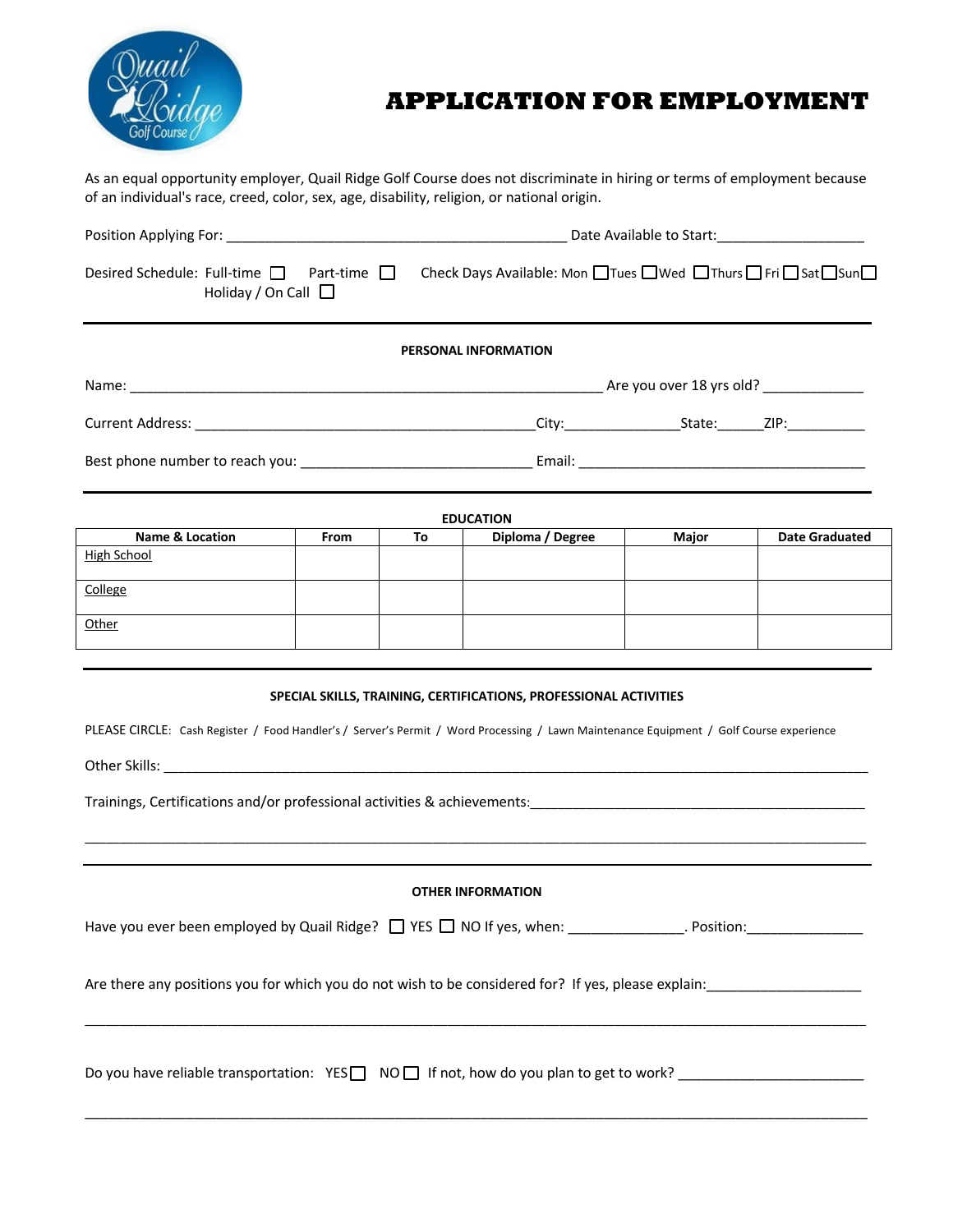# APPLICATION FOR EMPLOYMENT

As an equal opportunity employer, Quail Ridge Golf Course does not discriminate in hiring or terms of employment because of an individual's race, creed, color, sex, age, disability, religion, or national origin.

Position Applying For: ____________________________________________ Date Available to Start: ___________________

Desired Schedule: Full-time ☐ Part-time ☐ Check Days Available: Mon ☐ Tues ☐ Wed ☐ Thurs ☐ Fri ☐ Sat ☐ Sun ☐
Holiday / On Call ☐

---

## PERSONAL INFORMATION

Name: ______________________________________________________________ Are you over 18 yrs old? _____________

Current Address: ____________________________________________ City: _______________ State: ______ ZIP: __________

Best phone number to reach you: ______________________________ Email: _____________________________________

---

## EDUCATION

| Name & Location | From | To | Diploma / Degree | Major | Date Graduated |
|---|---|---|---|---|---|
| High School | | | | | |
| College | | | | | |
| Other | | | | | |

---

## SPECIAL SKILLS, TRAINING, CERTIFICATIONS, PROFESSIONAL ACTIVITIES

PLEASE CIRCLE: Cash Register / Food Handler's / Server's Permit / Word Processing / Lawn Maintenance Equipment / Golf Course experience

Other Skills: ____________________________________________________________________________________________

Trainings, Certifications and/or professional activities & achievements: ______________________________________________

____________________________________________________________________________________________________

---

## OTHER INFORMATION

Have you ever been employed by Quail Ridge? ☐ YES ☐ NO If yes, when: _______________. Position: _______________

Are there any positions you for which you do not wish to be considered for? If yes, please explain: ____________________

____________________________________________________________________________________________________

Do you have reliable transportation: YES ☐ NO ☐ If not, how do you plan to get to work? ________________________

____________________________________________________________________________________________________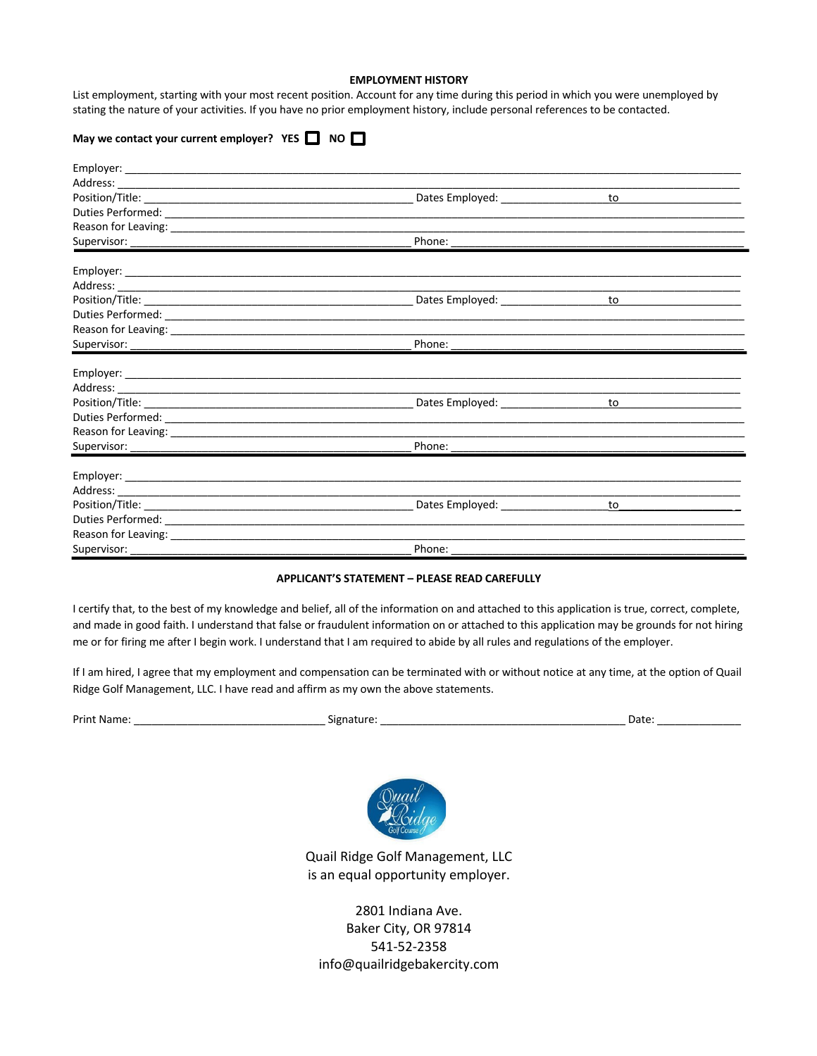## EMPLOYMENT HISTORY

List employment, starting with your most recent position. Account for any time during this period in which you were unemployed by stating the nature of your activities. If you have no prior employment history, include personal references to be contacted.

**May we contact your current employer? YES ☐ NO ☐**

Employer: ______________________________________________

Address: ______________________________________________

Position/Title: ______________________ Dates Employed: ____________ to ____________

Duties Performed: ______________________________________________

Reason for Leaving: ______________________________________________

Supervisor: ______________________ Phone: ______________________

---

Employer: ______________________________________________

Address: ______________________________________________

Position/Title: ______________________ Dates Employed: ____________ to ____________

Duties Performed: ______________________________________________

Reason for Leaving: ______________________________________________

Supervisor: ______________________ Phone: ______________________

---

Employer: ______________________________________________

Address: ______________________________________________

Position/Title: ______________________ Dates Employed: ____________ to ____________

Duties Performed: ______________________________________________

Reason for Leaving: ______________________________________________

Supervisor: ______________________ Phone: ______________________

---

Employer: ______________________________________________

Address: ______________________________________________

Position/Title: ______________________ Dates Employed: ____________ to ____________

Duties Performed: ______________________________________________

Reason for Leaving: ______________________________________________

Supervisor: ______________________ Phone: ______________________

---

## APPLICANT'S STATEMENT – PLEASE READ CAREFULLY

I certify that, to the best of my knowledge and belief, all of the information on and attached to this application is true, correct, complete, and made in good faith. I understand that false or fraudulent information on or attached to this application may be grounds for not hiring me or for firing me after I begin work. I understand that I am required to abide by all rules and regulations of the employer.

If I am hired, I agree that my employment and compensation can be terminated with or without notice at any time, at the option of Quail Ridge Golf Management, LLC. I have read and affirm as my own the above statements.

Print Name: ______________________ Signature: ______________________________ Date: ____________

Quail Ridge Golf Course

Quail Ridge Golf Management, LLC
is an equal opportunity employer.

2801 Indiana Ave.
Baker City, OR 97814
541-52-2358
info@quailridgebakercity.com